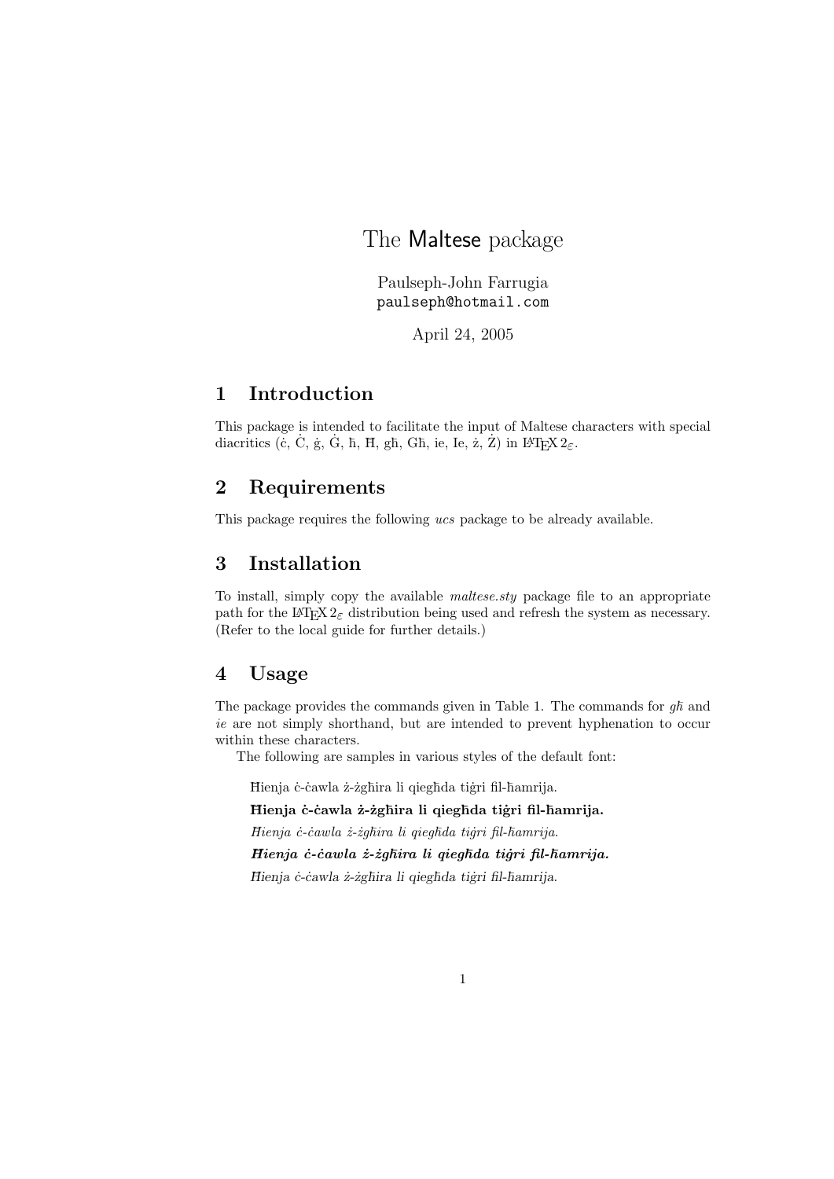# The Maltese package

Paulseph-John Farrugia
paulseph@hotmail.com

April 24, 2005

## 1 Introduction

This package is intended to facilitate the input of Maltese characters with special diacritics (ċ, Ċ, ġ, Ġ, ħ, Ħ, għ, Għ, ie, Ie, ż, Ż) in LaTeX $2_\varepsilon$.

## 2 Requirements

This package requires the following *ucs* package to be already available.

## 3 Installation

To install, simply copy the available *maltese.sty* package file to an appropriate path for the LaTeX $2_\varepsilon$ distribution being used and refresh the system as necessary. (Refer to the local guide for further details.)

## 4 Usage

The package provides the commands given in Table 1. The commands for *għ* and *ie* are not simply shorthand, but are intended to prevent hyphenation to occur within these characters.

The following are samples in various styles of the default font:

Ħienja ċ-ċawla ż-żgħira li qiegħda tiġri fil-ħamrija.

**Ħienja ċ-ċawla ż-żgħira li qiegħda tiġri fil-ħamrija.**

*Ħienja ċ-ċawla ż-żgħira li qiegħda tiġri fil-ħamrija.*

***Ħienja ċ-ċawla ż-żgħira li qiegħda tiġri fil-ħamrija.***

*Ħienja ċ-ċawla ż-żgħira li qiegħda tiġri fil-ħamrija.*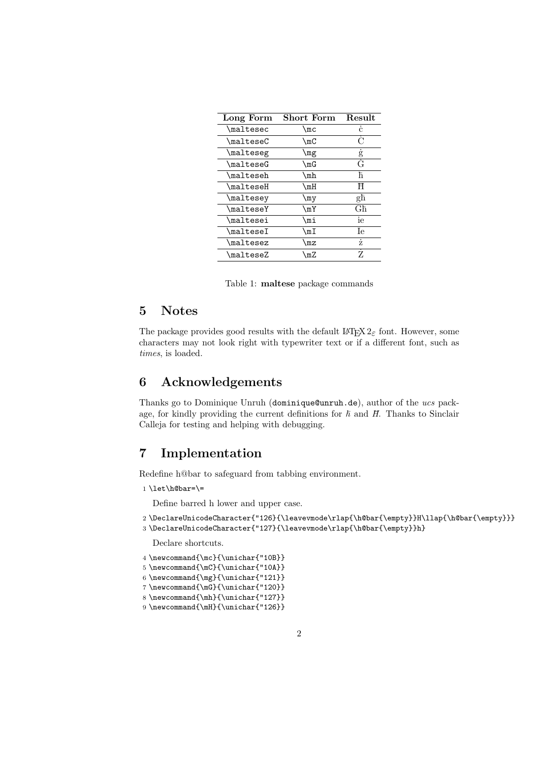| **Long Form** | **Short Form** | **Result** |
|---|---|---|
| `\maltesec` | `\mc` | ċ |
| `\malteseC` | `\mC` | Ċ |
| `\malteseg` | `\mg` | ġ |
| `\malteseG` | `\mG` | Ġ |
| `\malteseh` | `\mh` | ħ |
| `\malteseH` | `\mH` | Ħ |
| `\maltesey` | `\my` | għ |
| `\malteseY` | `\mY` | Għ |
| `\maltesei` | `\mi` | ie |
| `\malteseI` | `\mI` | Ie |
| `\maltesez` | `\mz` | ż |
| `\malteseZ` | `\mZ` | Ż |

Table 1: **maltese** package commands

## 5 Notes

The package provides good results with the default LaTeX $2_\varepsilon$ font. However, some characters may not look right with typewriter text or if a different font, such as *times*, is loaded.

## 6 Acknowledgements

Thanks go to Dominique Unruh (`dominique@unruh.de`), author of the *ucs* package, for kindly providing the current definitions for ħ and Ħ. Thanks to Sinclair Calleja for testing and helping with debugging.

## 7 Implementation

Redefine h@bar to safeguard from tabbing environment.

```
1 \let\h@bar=\=
```

Define barred h lower and upper case.

```
2 \DeclareUnicodeCharacter{"126}{\leavevmode\rlap{\h@bar{\empty}}H\llap{\h@bar{\empty}}}
3 \DeclareUnicodeCharacter{"127}{\leavevmode\rlap{\h@bar{\empty}}h}
```

Declare shortcuts.

```
4 \newcommand{\mc}{\unichar{"10B}}
5 \newcommand{\mC}{\unichar{"10A}}
6 \newcommand{\mg}{\unichar{"121}}
7 \newcommand{\mG}{\unichar{"120}}
8 \newcommand{\mh}{\unichar{"127}}
9 \newcommand{\mH}{\unichar{"126}}
```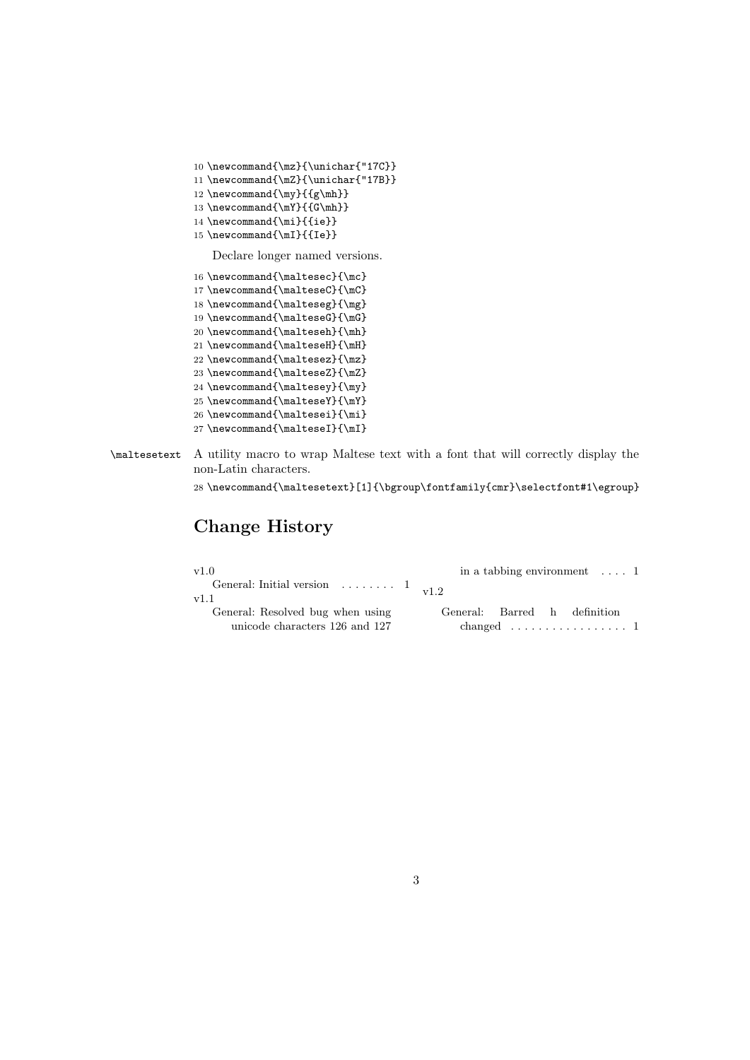```
10 \newcommand{\mz}{\unichar{"17C}}
11 \newcommand{\mZ}{\unichar{"17B}}
12 \newcommand{\my}{{g\mh}}
13 \newcommand{\mY}{{G\mh}}
14 \newcommand{\mi}{{ie}}
15 \newcommand{\mI}{{Ie}}
```

Declare longer named versions.

```
16 \newcommand{\maltesec}{\mc}
17 \newcommand{\malteseC}{\mC}
18 \newcommand{\malteseg}{\mg}
19 \newcommand{\malteseG}{\mG}
20 \newcommand{\malteseh}{\mh}
21 \newcommand{\malteseH}{\mH}
22 \newcommand{\maltesez}{\mz}
23 \newcommand{\malteseZ}{\mZ}
24 \newcommand{\maltesey}{\my}
25 \newcommand{\malteseY}{\mY}
26 \newcommand{\maltesei}{\mi}
27 \newcommand{\malteseI}{\mI}
```

`\maltesetext` A utility macro to wrap Maltese text with a font that will correctly display the non-Latin characters.

```
28 \newcommand{\maltesetext}[1]{\bgroup\fontfamily{cmr}\selectfont#1\egroup}
```

## Change History

v1.0
General: Initial version . . . . . . . . 1

v1.1
General: Resolved bug when using unicode characters 126 and 127 in a tabbing environment . . . . 1

v1.2
General: Barred h definition changed . . . . . . . . . . . . . . . . . 1